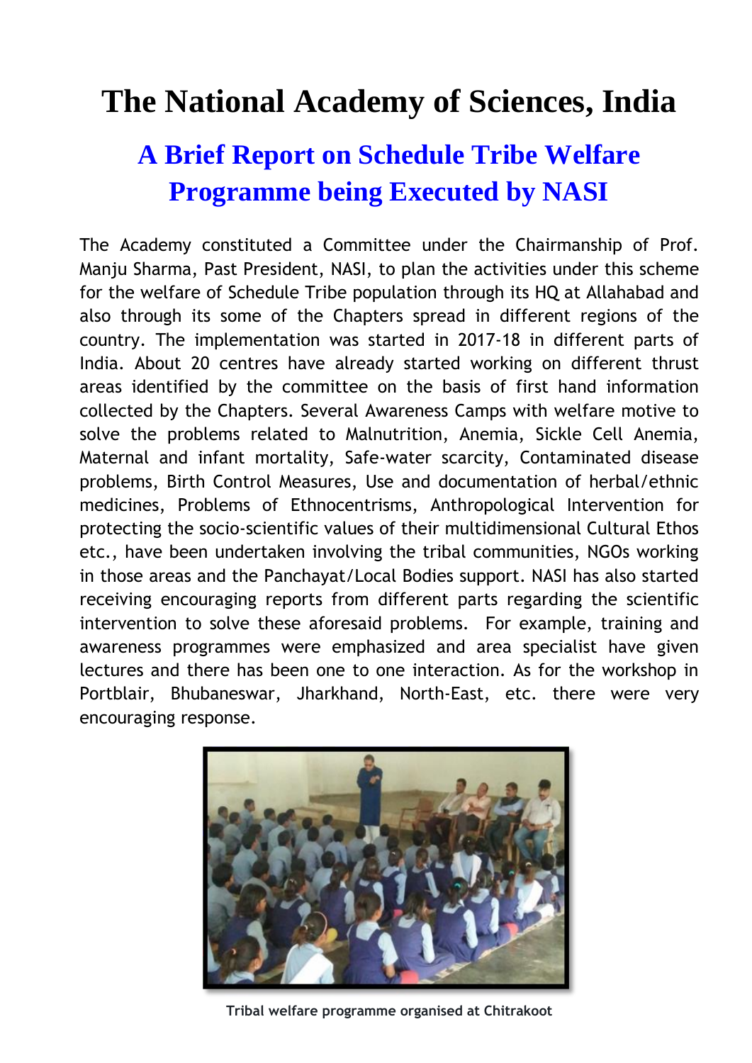# The National Academy of Sciences, India

## A Brief Report on Schedule Tribe Welfare Programme being Executed by NASI

The Academy constituted a Committee under the Chairmanship of Prof. Manju Sharma, Past President, NASI, to plan the activities under this scheme for the welfare of Schedule Tribe population through its HQ at Allahabad and also through its some of the Chapters spread in different regions of the country. The implementation was started in 2017-18 in different parts of India. About 20 centres have already started working on different thrust areas identified by the committee on the basis of first hand information collected by the Chapters. Several Awareness Camps with welfare motive to solve the problems related to Malnutrition, Anemia, Sickle Cell Anemia, Maternal and infant mortality, Safe-water scarcity, Contaminated disease problems, Birth Control Measures, Use and documentation of herbal/ethnic medicines, Problems of Ethnocentrisms, Anthropological Intervention for protecting the socio-scientific values of their multidimensional Cultural Ethos etc., have been undertaken involving the tribal communities, NGOs working in those areas and the Panchayat/Local Bodies support. NASI has also started receiving encouraging reports from different parts regarding the scientific intervention to solve these aforesaid problems. For example, training and awareness programmes were emphasized and area specialist have given lectures and there has been one to one interaction. As for the workshop in Portblair, Bhubaneswar, Jharkhand, North-East, etc. there were very encouraging response.

**Tribal welfare programme organised at Chitrakoot**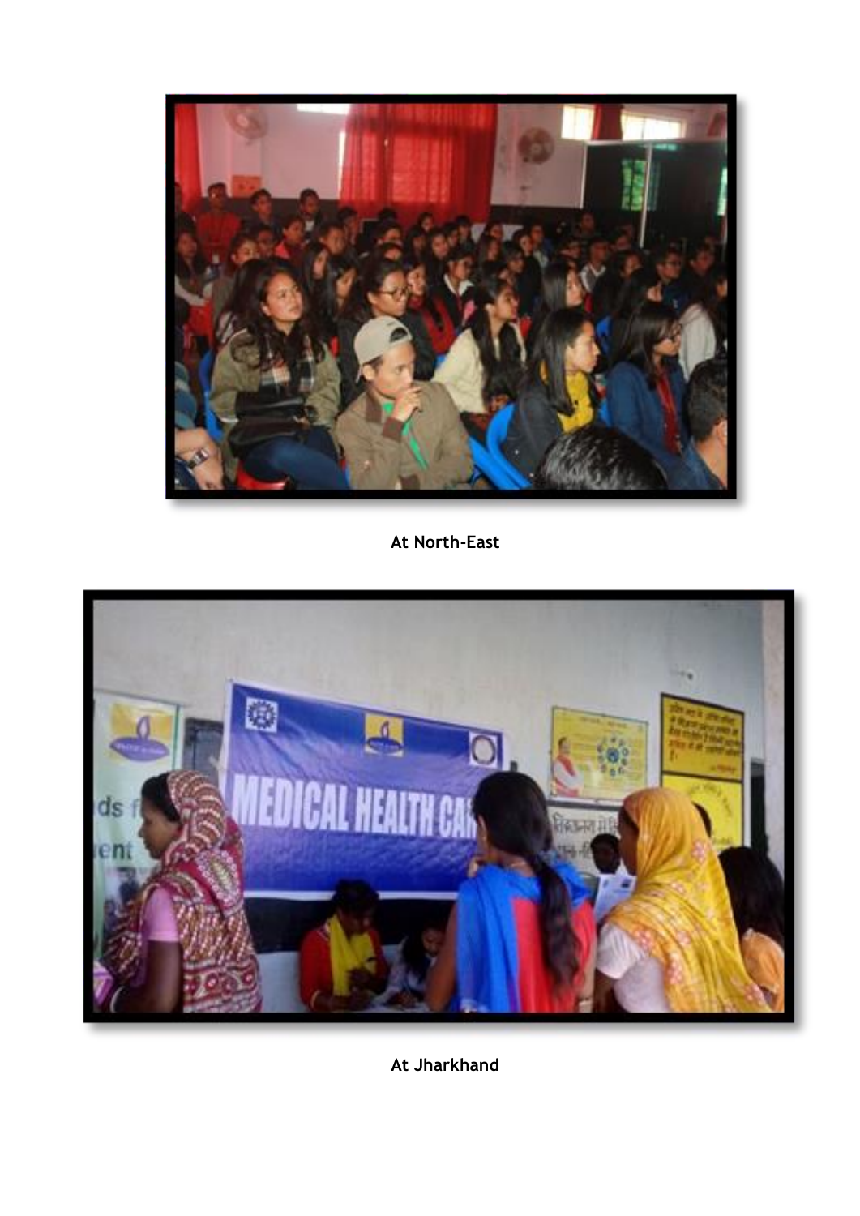**At North-East**

**At Jharkhand**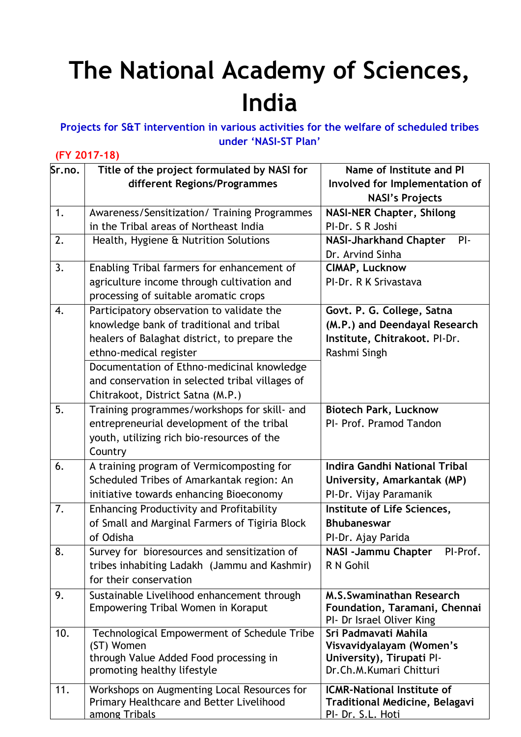# The National Academy of Sciences, India

**Projects for S&T intervention in various activities for the welfare of scheduled tribes under 'NASI-ST Plan'**

**(FY 2017-18)**

| Sr.no. | Title of the project formulated by NASI for different Regions/Programmes | Name of Institute and PI Involved for Implementation of NASI's Projects |
|---|---|---|
| 1. | Awareness/Sensitization/ Training Programmes in the Tribal areas of Northeast India | **NASI-NER Chapter, Shilong** PI-Dr. S R Joshi |
| 2. | Health, Hygiene & Nutrition Solutions | **NASI-Jharkhand Chapter** PI-Dr. Arvind Sinha |
| 3. | Enabling Tribal farmers for enhancement of agriculture income through cultivation and processing of suitable aromatic crops | **CIMAP, Lucknow** PI-Dr. R K Srivastava |
| 4. | Participatory observation to validate the knowledge bank of traditional and tribal healers of Balaghat district, to prepare the ethno-medical register<br>Documentation of Ethno-medicinal knowledge and conservation in selected tribal villages of Chitrakoot, District Satna (M.P.) | **Govt. P. G. College, Satna (M.P.) and Deendayal Research Institute, Chitrakoot.** PI-Dr. Rashmi Singh |
| 5. | Training programmes/workshops for skill- and entrepreneurial development of the tribal youth, utilizing rich bio-resources of the Country | **Biotech Park, Lucknow** PI- Prof. Pramod Tandon |
| 6. | A training program of Vermicomposting for Scheduled Tribes of Amarkantak region: An initiative towards enhancing Bioeconomy | **Indira Gandhi National Tribal University, Amarkantak (MP)** PI-Dr. Vijay Paramanik |
| 7. | Enhancing Productivity and Profitability of Small and Marginal Farmers of Tigiria Block of Odisha | **Institute of Life Sciences, Bhubaneswar** PI-Dr. Ajay Parida |
| 8. | Survey for bioresources and sensitization of tribes inhabiting Ladakh (Jammu and Kashmir) for their conservation | **NASI -Jammu Chapter** PI-Prof. R N Gohil |
| 9. | Sustainable Livelihood enhancement through Empowering Tribal Women in Koraput | **M.S.Swaminathan Research Foundation, Taramani, Chennai** PI- Dr Israel Oliver King |
| 10. | Technological Empowerment of Schedule Tribe (ST) Women through Value Added Food processing in promoting healthy lifestyle | **Sri Padmavati Mahila Visvavidyalayam (Women's University), Tirupati** PI- Dr.Ch.M.Kumari Chitturi |
| 11. | Workshops on Augmenting Local Resources for Primary Healthcare and Better Livelihood among Tribals | **ICMR-National Institute of Traditional Medicine, Belagavi** PI- Dr. S.L. Hoti |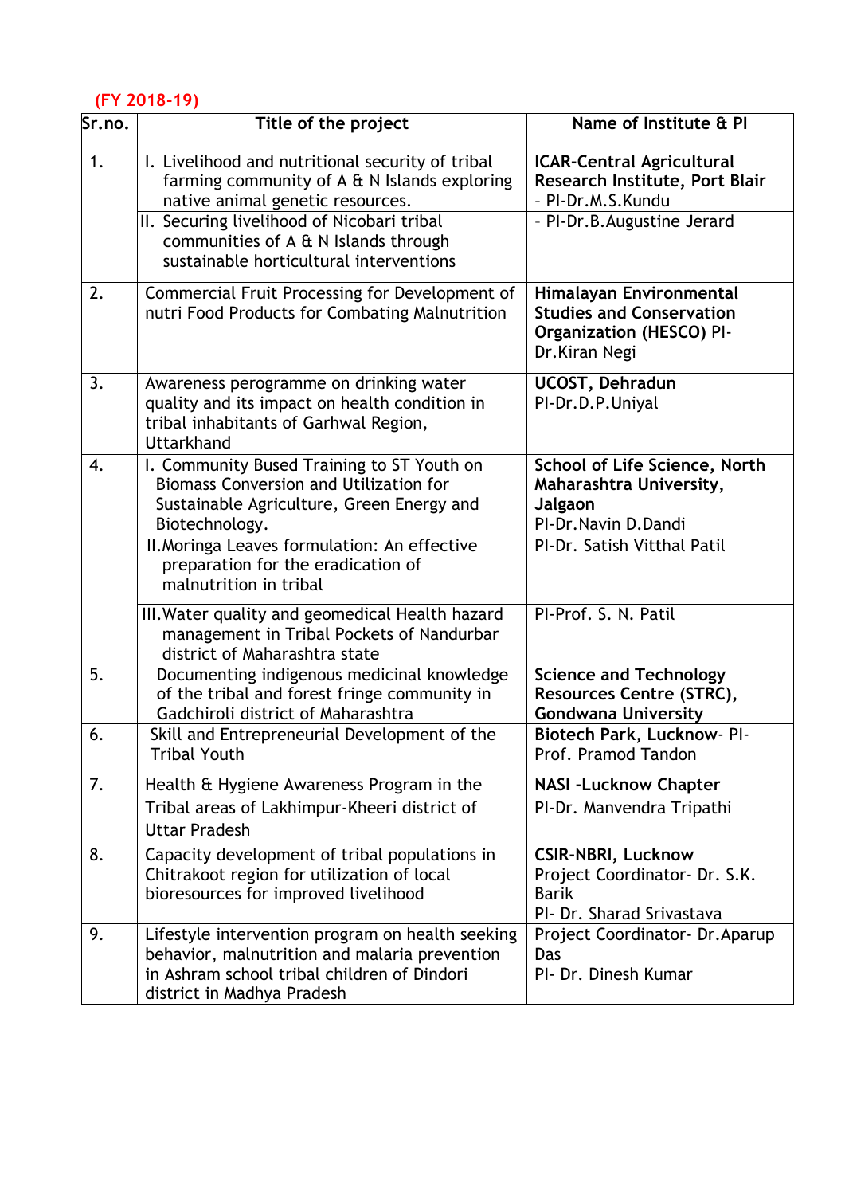**(FY 2018-19)**

| Sr.no. | Title of the project | Name of Institute & PI |
|---|---|---|
| 1. | I. Livelihood and nutritional security of tribal farming community of A & N Islands exploring native animal genetic resources. | **ICAR-Central Agricultural Research Institute, Port Blair** - PI-Dr.M.S.Kundu |
| | II. Securing livelihood of Nicobari tribal communities of A & N Islands through sustainable horticultural interventions | - PI-Dr.B.Augustine Jerard |
| 2. | Commercial Fruit Processing for Development of nutri Food Products for Combating Malnutrition | **Himalayan Environmental Studies and Conservation Organization (HESCO)** PI-Dr.Kiran Negi |
| 3. | Awareness perogramme on drinking water quality and its impact on health condition in tribal inhabitants of Garhwal Region, Uttarkhand | **UCOST, Dehradun** PI-Dr.D.P.Uniyal |
| 4. | I. Community Bused Training to ST Youth on Biomass Conversion and Utilization for Sustainable Agriculture, Green Energy and Biotechnology. | **School of Life Science, North Maharashtra University, Jalgaon** PI-Dr.Navin D.Dandi |
| | II. Moringa Leaves formulation: An effective preparation for the eradication of malnutrition in tribal | PI-Dr. Satish Vitthal Patil |
| | III. Water quality and geomedical Health hazard management in Tribal Pockets of Nandurbar district of Maharashtra state | PI-Prof. S. N. Patil |
| 5. | Documenting indigenous medicinal knowledge of the tribal and forest fringe community in Gadchiroli district of Maharashtra | **Science and Technology Resources Centre (STRC), Gondwana University** |
| 6. | Skill and Entrepreneurial Development of the Tribal Youth | **Biotech Park, Lucknow**- PI-Prof. Pramod Tandon |
| 7. | Health & Hygiene Awareness Program in the Tribal areas of Lakhimpur-Kheeri district of Uttar Pradesh | **NASI -Lucknow Chapter** PI-Dr. Manvendra Tripathi |
| 8. | Capacity development of tribal populations in Chitrakoot region for utilization of local bioresources for improved livelihood | **CSIR-NBRI, Lucknow** Project Coordinator- Dr. S.K. Barik PI- Dr. Sharad Srivastava |
| 9. | Lifestyle intervention program on health seeking behavior, malnutrition and malaria prevention in Ashram school tribal children of Dindori district in Madhya Pradesh | Project Coordinator- Dr.Aparup Das PI- Dr. Dinesh Kumar |